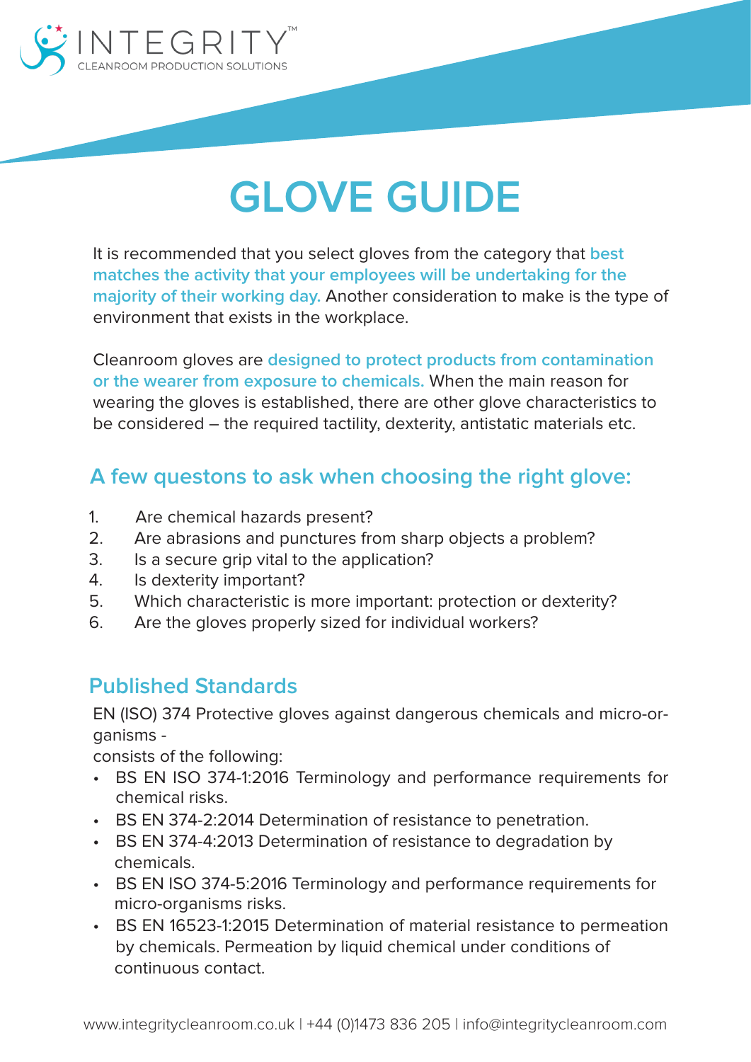INTEGRITY™
CLEANROOM PRODUCTION SOLUTIONS

# GLOVE GUIDE

It is recommended that you select gloves from the category that **best matches the activity that your employees will be undertaking for the majority of their working day.** Another consideration to make is the type of environment that exists in the workplace.

Cleanroom gloves are **designed to protect products from contamination or the wearer from exposure to chemicals.** When the main reason for wearing the gloves is established, there are other glove characteristics to be considered – the required tactility, dexterity, antistatic materials etc.

## A few questons to ask when choosing the right glove:

1. Are chemical hazards present?
2. Are abrasions and punctures from sharp objects a problem?
3. Is a secure grip vital to the application?
4. Is dexterity important?
5. Which characteristic is more important: protection or dexterity?
6. Are the gloves properly sized for individual workers?

## Published Standards

EN (ISO) 374 Protective gloves against dangerous chemicals and micro-organisms - consists of the following:

- BS EN ISO 374-1:2016 Terminology and performance requirements for chemical risks.
- BS EN 374-2:2014 Determination of resistance to penetration.
- BS EN 374-4:2013 Determination of resistance to degradation by chemicals.
- BS EN ISO 374-5:2016 Terminology and performance requirements for micro-organisms risks.
- BS EN 16523-1:2015 Determination of material resistance to permeation by chemicals. Permeation by liquid chemical under conditions of continuous contact.

www.integritycleanroom.co.uk | +44 (0)1473 836 205 | info@integritycleanroom.com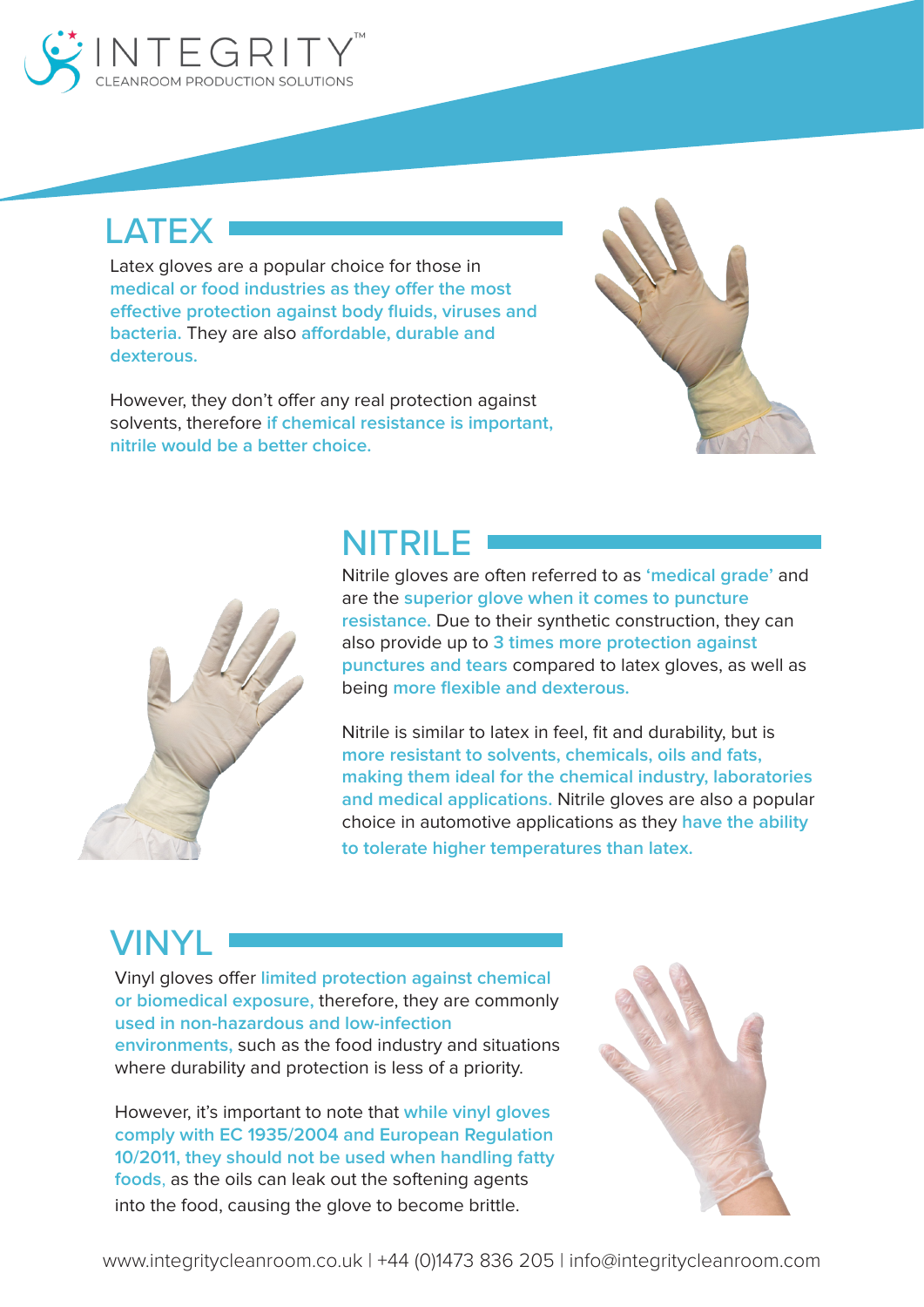# INTEGRITY™

CLEANROOM PRODUCTION SOLUTIONS

## LATEX

Latex gloves are a popular choice for those in medical or food industries as they offer the most effective protection against body fluids, viruses and bacteria. They are also affordable, durable and dexterous.

However, they don't offer any real protection against solvents, therefore if chemical resistance is important, nitrile would be a better choice.

## NITRILE

Nitrile gloves are often referred to as 'medical grade' and are the superior glove when it comes to puncture resistance. Due to their synthetic construction, they can also provide up to 3 times more protection against punctures and tears compared to latex gloves, as well as being more flexible and dexterous.

Nitrile is similar to latex in feel, fit and durability, but is more resistant to solvents, chemicals, oils and fats, making them ideal for the chemical industry, laboratories and medical applications. Nitrile gloves are also a popular choice in automotive applications as they have the ability to tolerate higher temperatures than latex.

## VINYL

Vinyl gloves offer limited protection against chemical or biomedical exposure, therefore, they are commonly used in non-hazardous and low-infection environments, such as the food industry and situations where durability and protection is less of a priority.

However, it's important to note that while vinyl gloves comply with EC 1935/2004 and European Regulation 10/2011, they should not be used when handling fatty foods, as the oils can leak out the softening agents into the food, causing the glove to become brittle.

www.integritycleanroom.co.uk | +44 (0)1473 836 205 | info@integritycleanroom.com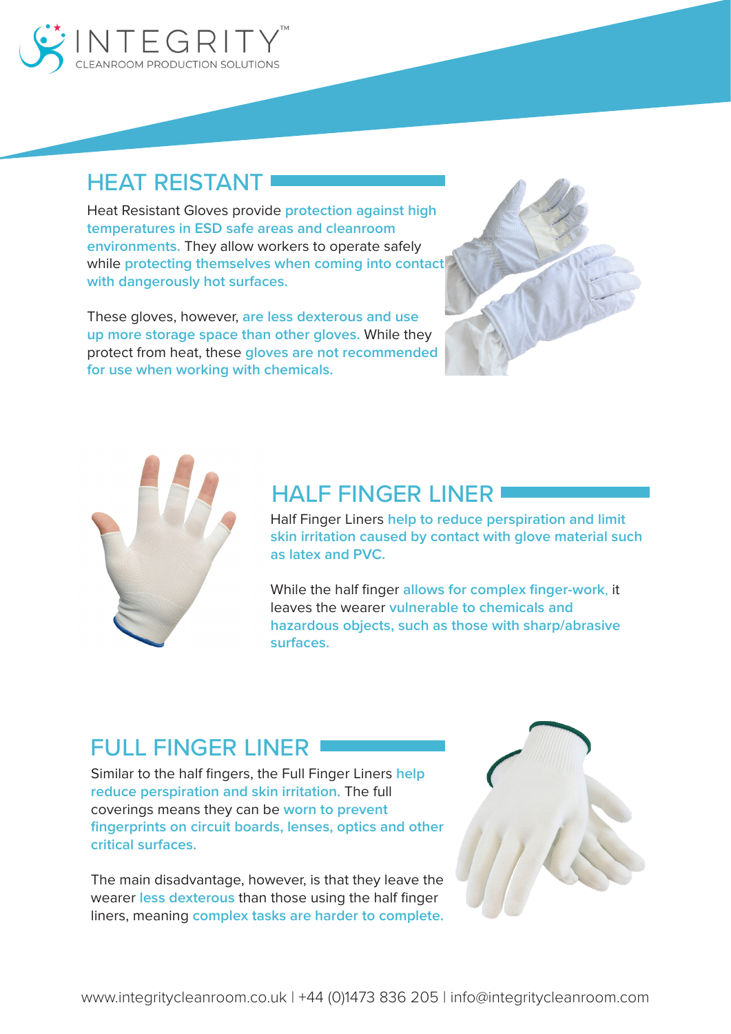# HEAT REISTANT

Heat Resistant Gloves provide protection against high temperatures in ESD safe areas and cleanroom environments. They allow workers to operate safely while protecting themselves when coming into contact with dangerously hot surfaces.

These gloves, however, are less dexterous and use up more storage space than other gloves. While they protect from heat, these gloves are not recommended for use when working with chemicals.

# HALF FINGER LINER

Half Finger Liners help to reduce perspiration and limit skin irritation caused by contact with glove material such as latex and PVC.

While the half finger allows for complex finger-work, it leaves the wearer vulnerable to chemicals and hazardous objects, such as those with sharp/abrasive surfaces.

# FULL FINGER LINER

Similar to the half fingers, the Full Finger Liners help reduce perspiration and skin irritation. The full coverings means they can be worn to prevent fingerprints on circuit boards, lenses, optics and other critical surfaces.

The main disadvantage, however, is that they leave the wearer less dexterous than those using the half finger liners, meaning complex tasks are harder to complete.

www.integritycleanroom.co.uk | +44 (0)1473 836 205 | info@integritycleanroom.com